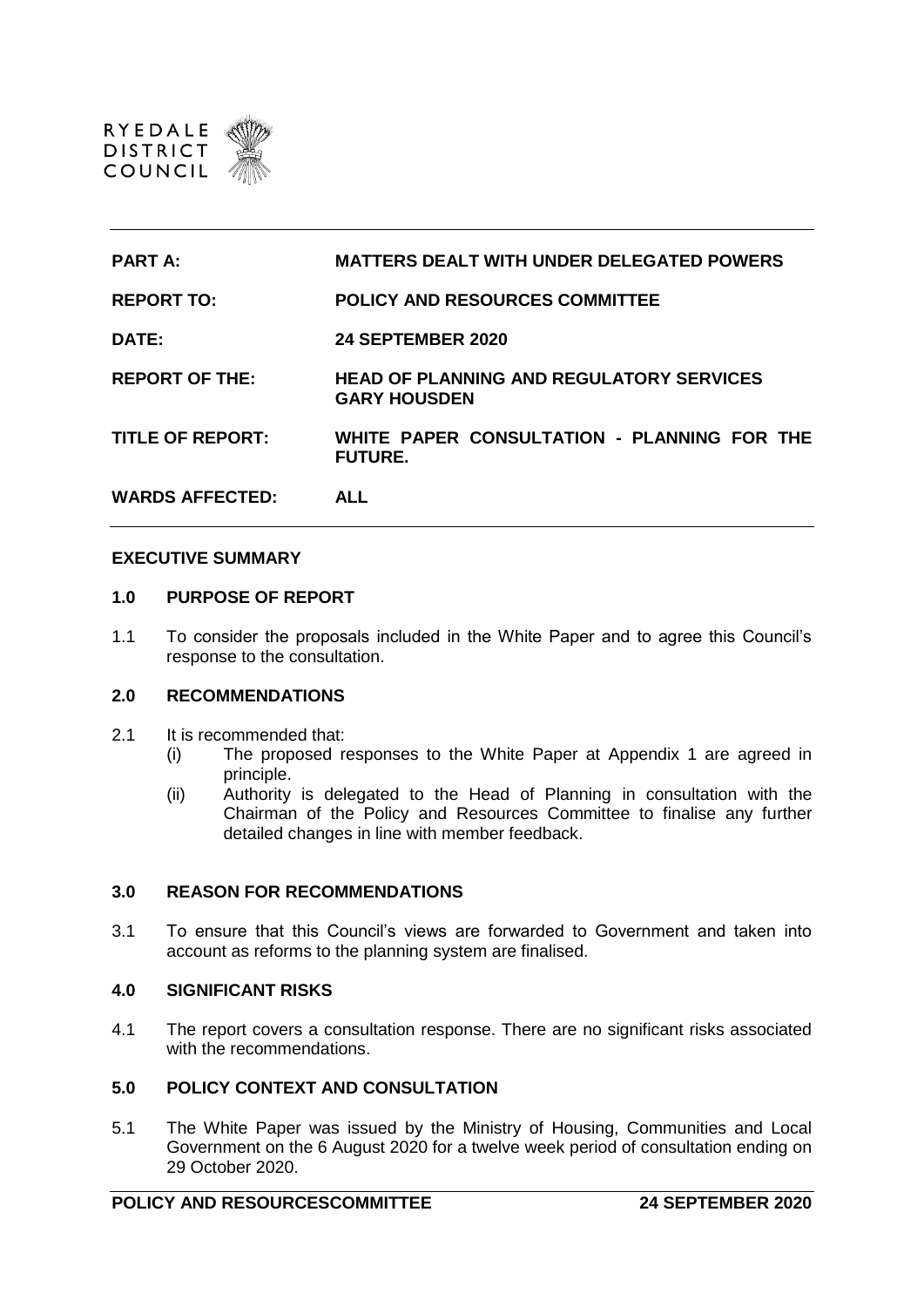RYEDALE DISTRICT COUNCIL

| | |
|---|---|
| **PART A:** | **MATTERS DEALT WITH UNDER DELEGATED POWERS** |
| **REPORT TO:** | **POLICY AND RESOURCES COMMITTEE** |
| **DATE:** | **24 SEPTEMBER 2020** |
| **REPORT OF THE:** | **HEAD OF PLANNING AND REGULATORY SERVICES GARY HOUSDEN** |
| **TITLE OF REPORT:** | **WHITE PAPER CONSULTATION - PLANNING FOR THE FUTURE.** |
| **WARDS AFFECTED:** | **ALL** |

**EXECUTIVE SUMMARY**

## 1.0 PURPOSE OF REPORT

1.1 To consider the proposals included in the White Paper and to agree this Council's response to the consultation.

## 2.0 RECOMMENDATIONS

2.1 It is recommended that:

(i) The proposed responses to the White Paper at Appendix 1 are agreed in principle.

(ii) Authority is delegated to the Head of Planning in consultation with the Chairman of the Policy and Resources Committee to finalise any further detailed changes in line with member feedback.

## 3.0 REASON FOR RECOMMENDATIONS

3.1 To ensure that this Council's views are forwarded to Government and taken into account as reforms to the planning system are finalised.

## 4.0 SIGNIFICANT RISKS

4.1 The report covers a consultation response. There are no significant risks associated with the recommendations.

## 5.0 POLICY CONTEXT AND CONSULTATION

5.1 The White Paper was issued by the Ministry of Housing, Communities and Local Government on the 6 August 2020 for a twelve week period of consultation ending on 29 October 2020.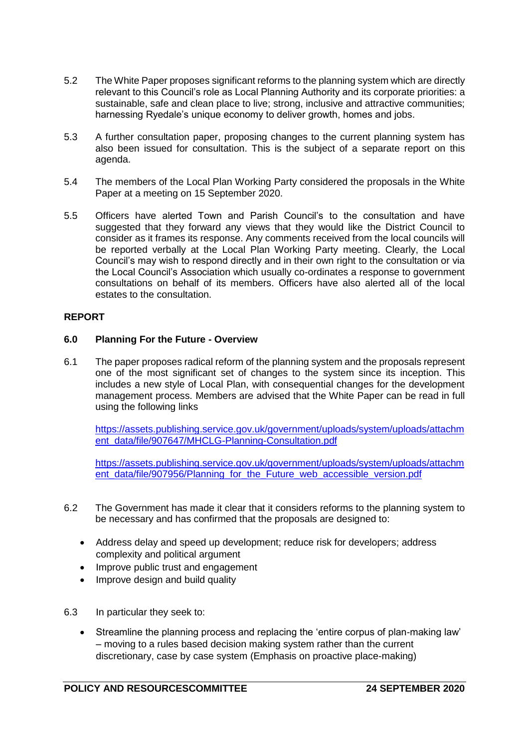5.2 The White Paper proposes significant reforms to the planning system which are directly relevant to this Council's role as Local Planning Authority and its corporate priorities: a sustainable, safe and clean place to live; strong, inclusive and attractive communities; harnessing Ryedale's unique economy to deliver growth, homes and jobs.

5.3 A further consultation paper, proposing changes to the current planning system has also been issued for consultation. This is the subject of a separate report on this agenda.

5.4 The members of the Local Plan Working Party considered the proposals in the White Paper at a meeting on 15 September 2020.

5.5 Officers have alerted Town and Parish Council's to the consultation and have suggested that they forward any views that they would like the District Council to consider as it frames its response. Any comments received from the local councils will be reported verbally at the Local Plan Working Party meeting. Clearly, the Local Council's may wish to respond directly and in their own right to the consultation or via the Local Council's Association which usually co-ordinates a response to government consultations on behalf of its members. Officers have also alerted all of the local estates to the consultation.

**REPORT**

**6.0 Planning For the Future - Overview**

6.1 The paper proposes radical reform of the planning system and the proposals represent one of the most significant set of changes to the system since its inception. This includes a new style of Local Plan, with consequential changes for the development management process. Members are advised that the White Paper can be read in full using the following links

https://assets.publishing.service.gov.uk/government/uploads/system/uploads/attachment_data/file/907647/MHCLG-Planning-Consultation.pdf

https://assets.publishing.service.gov.uk/government/uploads/system/uploads/attachment_data/file/907956/Planning_for_the_Future_web_accessible_version.pdf

6.2 The Government has made it clear that it considers reforms to the planning system to be necessary and has confirmed that the proposals are designed to:

- Address delay and speed up development; reduce risk for developers; address complexity and political argument
- Improve public trust and engagement
- Improve design and build quality

6.3 In particular they seek to:

- Streamline the planning process and replacing the 'entire corpus of plan-making law' – moving to a rules based decision making system rather than the current discretionary, case by case system (Emphasis on proactive place-making)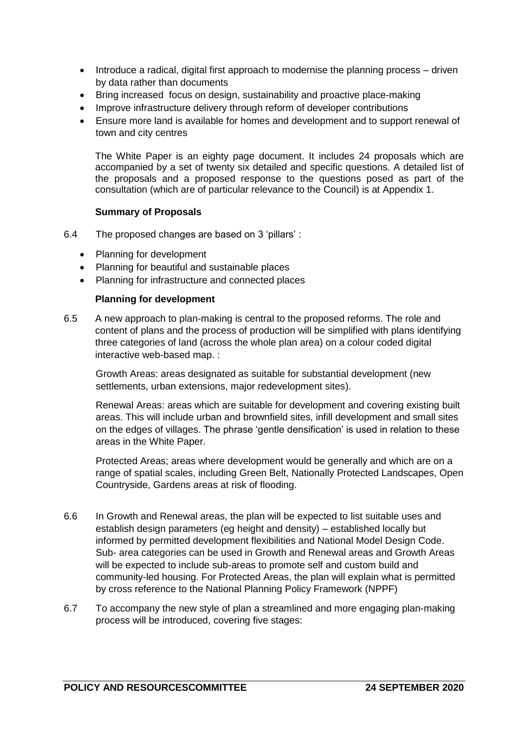- Introduce a radical, digital first approach to modernise the planning process – driven by data rather than documents
- Bring increased focus on design, sustainability and proactive place-making
- Improve infrastructure delivery through reform of developer contributions
- Ensure more land is available for homes and development and to support renewal of town and city centres

The White Paper is an eighty page document. It includes 24 proposals which are accompanied by a set of twenty six detailed and specific questions. A detailed list of the proposals and a proposed response to the questions posed as part of the consultation (which are of particular relevance to the Council) is at Appendix 1.

**Summary of Proposals**

6.4 The proposed changes are based on 3 'pillars' :

- Planning for development
- Planning for beautiful and sustainable places
- Planning for infrastructure and connected places

**Planning for development**

6.5 A new approach to plan-making is central to the proposed reforms. The role and content of plans and the process of production will be simplified with plans identifying three categories of land (across the whole plan area) on a colour coded digital interactive web-based map. :

Growth Areas: areas designated as suitable for substantial development (new settlements, urban extensions, major redevelopment sites).

Renewal Areas: areas which are suitable for development and covering existing built areas. This will include urban and brownfield sites, infill development and small sites on the edges of villages. The phrase 'gentle densification' is used in relation to these areas in the White Paper.

Protected Areas; areas where development would be generally and which are on a range of spatial scales, including Green Belt, Nationally Protected Landscapes, Open Countryside, Gardens areas at risk of flooding.

6.6 In Growth and Renewal areas, the plan will be expected to list suitable uses and establish design parameters (eg height and density) – established locally but informed by permitted development flexibilities and National Model Design Code. Sub- area categories can be used in Growth and Renewal areas and Growth Areas will be expected to include sub-areas to promote self and custom build and community-led housing. For Protected Areas, the plan will explain what is permitted by cross reference to the National Planning Policy Framework (NPPF)

6.7 To accompany the new style of plan a streamlined and more engaging plan-making process will be introduced, covering five stages: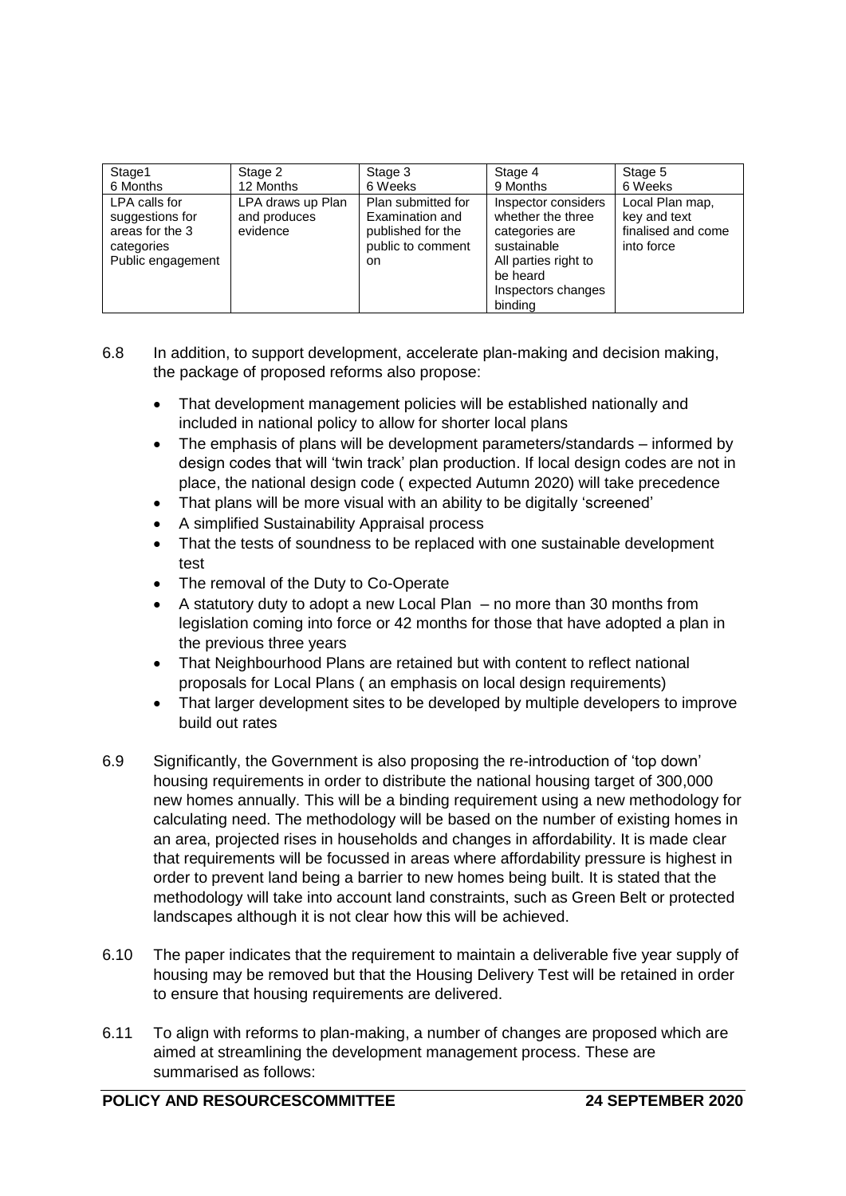| Stage1<br>6 Months | Stage 2<br>12 Months | Stage 3<br>6 Weeks | Stage 4<br>9 Months | Stage 5<br>6 Weeks |
|---|---|---|---|---|
| LPA calls for suggestions for areas for the 3 categories<br>Public engagement | LPA draws up Plan and produces evidence | Plan submitted for Examination and published for the public to comment on | Inspector considers whether the three categories are sustainable<br>All parties right to be heard<br>Inspectors changes binding | Local Plan map, key and text finalised and come into force |

6.8 In addition, to support development, accelerate plan-making and decision making, the package of proposed reforms also propose:

- That development management policies will be established nationally and included in national policy to allow for shorter local plans
- The emphasis of plans will be development parameters/standards – informed by design codes that will 'twin track' plan production. If local design codes are not in place, the national design code ( expected Autumn 2020) will take precedence
- That plans will be more visual with an ability to be digitally 'screened'
- A simplified Sustainability Appraisal process
- That the tests of soundness to be replaced with one sustainable development test
- The removal of the Duty to Co-Operate
- A statutory duty to adopt a new Local Plan – no more than 30 months from legislation coming into force or 42 months for those that have adopted a plan in the previous three years
- That Neighbourhood Plans are retained but with content to reflect national proposals for Local Plans ( an emphasis on local design requirements)
- That larger development sites to be developed by multiple developers to improve build out rates

6.9 Significantly, the Government is also proposing the re-introduction of 'top down' housing requirements in order to distribute the national housing target of 300,000 new homes annually. This will be a binding requirement using a new methodology for calculating need. The methodology will be based on the number of existing homes in an area, projected rises in households and changes in affordability. It is made clear that requirements will be focussed in areas where affordability pressure is highest in order to prevent land being a barrier to new homes being built. It is stated that the methodology will take into account land constraints, such as Green Belt or protected landscapes although it is not clear how this will be achieved.

6.10 The paper indicates that the requirement to maintain a deliverable five year supply of housing may be removed but that the Housing Delivery Test will be retained in order to ensure that housing requirements are delivered.

6.11 To align with reforms to plan-making, a number of changes are proposed which are aimed at streamlining the development management process. These are summarised as follows: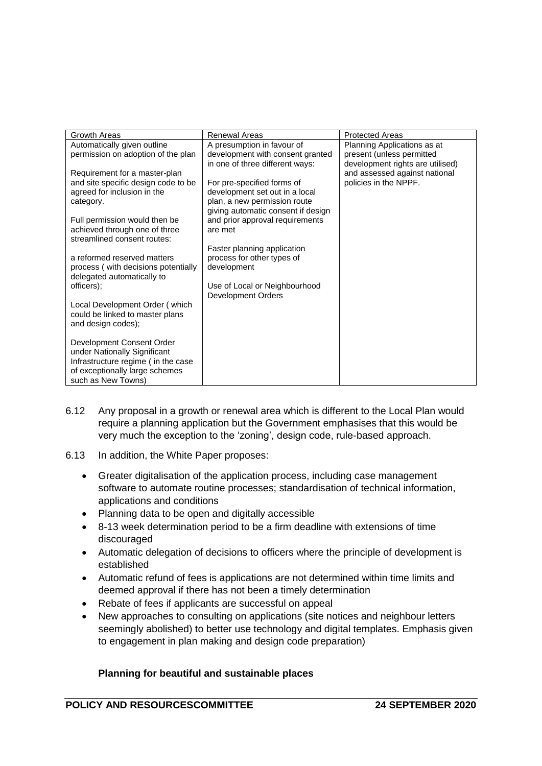| Growth Areas | Renewal Areas | Protected Areas |
|---|---|---|
| Automatically given outline permission on adoption of the plan<br><br>Requirement for a master-plan and site specific design code to be agreed for inclusion in the category.<br><br>Full permission would then be achieved through one of three streamlined consent routes:<br><br>a reformed reserved matters process ( with decisions potentially delegated automatically to officers);<br><br>Local Development Order ( which could be linked to master plans and design codes);<br><br>Development Consent Order under Nationally Significant Infrastructure regime ( in the case of exceptionally large schemes such as New Towns) | A presumption in favour of development with consent granted in one of three different ways:<br><br>For pre-specified forms of development set out in a local plan, a new permission route giving automatic consent if design and prior approval requirements are met<br><br>Faster planning application process for other types of development<br><br>Use of Local or Neighbourhood Development Orders | Planning Applications as at present (unless permitted development rights are utilised) and assessed against national policies in the NPPF. |

6.12 Any proposal in a growth or renewal area which is different to the Local Plan would require a planning application but the Government emphasises that this would be very much the exception to the 'zoning', design code, rule-based approach.

6.13 In addition, the White Paper proposes:

- Greater digitalisation of the application process, including case management software to automate routine processes; standardisation of technical information, applications and conditions
- Planning data to be open and digitally accessible
- 8-13 week determination period to be a firm deadline with extensions of time discouraged
- Automatic delegation of decisions to officers where the principle of development is established
- Automatic refund of fees is applications are not determined within time limits and deemed approval if there has not been a timely determination
- Rebate of fees if applicants are successful on appeal
- New approaches to consulting on applications (site notices and neighbour letters seemingly abolished) to better use technology and digital templates. Emphasis given to engagement in plan making and design code preparation)

**Planning for beautiful and sustainable places**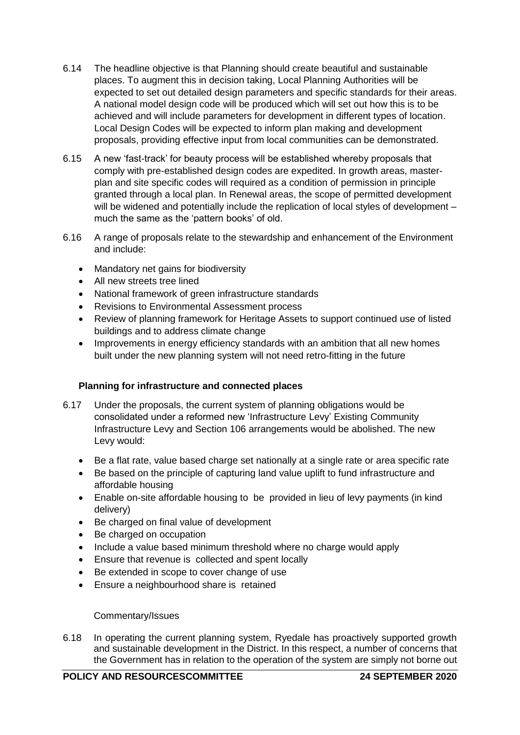6.14 The headline objective is that Planning should create beautiful and sustainable places. To augment this in decision taking, Local Planning Authorities will be expected to set out detailed design parameters and specific standards for their areas. A national model design code will be produced which will set out how this is to be achieved and will include parameters for development in different types of location. Local Design Codes will be expected to inform plan making and development proposals, providing effective input from local communities can be demonstrated.

6.15 A new 'fast-track' for beauty process will be established whereby proposals that comply with pre-established design codes are expedited. In growth areas, master-plan and site specific codes will required as a condition of permission in principle granted through a local plan. In Renewal areas, the scope of permitted development will be widened and potentially include the replication of local styles of development – much the same as the 'pattern books' of old.

6.16 A range of proposals relate to the stewardship and enhancement of the Environment and include:

- Mandatory net gains for biodiversity
- All new streets tree lined
- National framework of green infrastructure standards
- Revisions to Environmental Assessment process
- Review of planning framework for Heritage Assets to support continued use of listed buildings and to address climate change
- Improvements in energy efficiency standards with an ambition that all new homes built under the new planning system will not need retro-fitting in the future

**Planning for infrastructure and connected places**

6.17 Under the proposals, the current system of planning obligations would be consolidated under a reformed new 'Infrastructure Levy' Existing Community Infrastructure Levy and Section 106 arrangements would be abolished. The new Levy would:

- Be a flat rate, value based charge set nationally at a single rate or area specific rate
- Be based on the principle of capturing land value uplift to fund infrastructure and affordable housing
- Enable on-site affordable housing to be provided in lieu of levy payments (in kind delivery)
- Be charged on final value of development
- Be charged on occupation
- Include a value based minimum threshold where no charge would apply
- Ensure that revenue is collected and spent locally
- Be extended in scope to cover change of use
- Ensure a neighbourhood share is retained

Commentary/Issues

6.18 In operating the current planning system, Ryedale has proactively supported growth and sustainable development in the District. In this respect, a number of concerns that the Government has in relation to the operation of the system are simply not borne out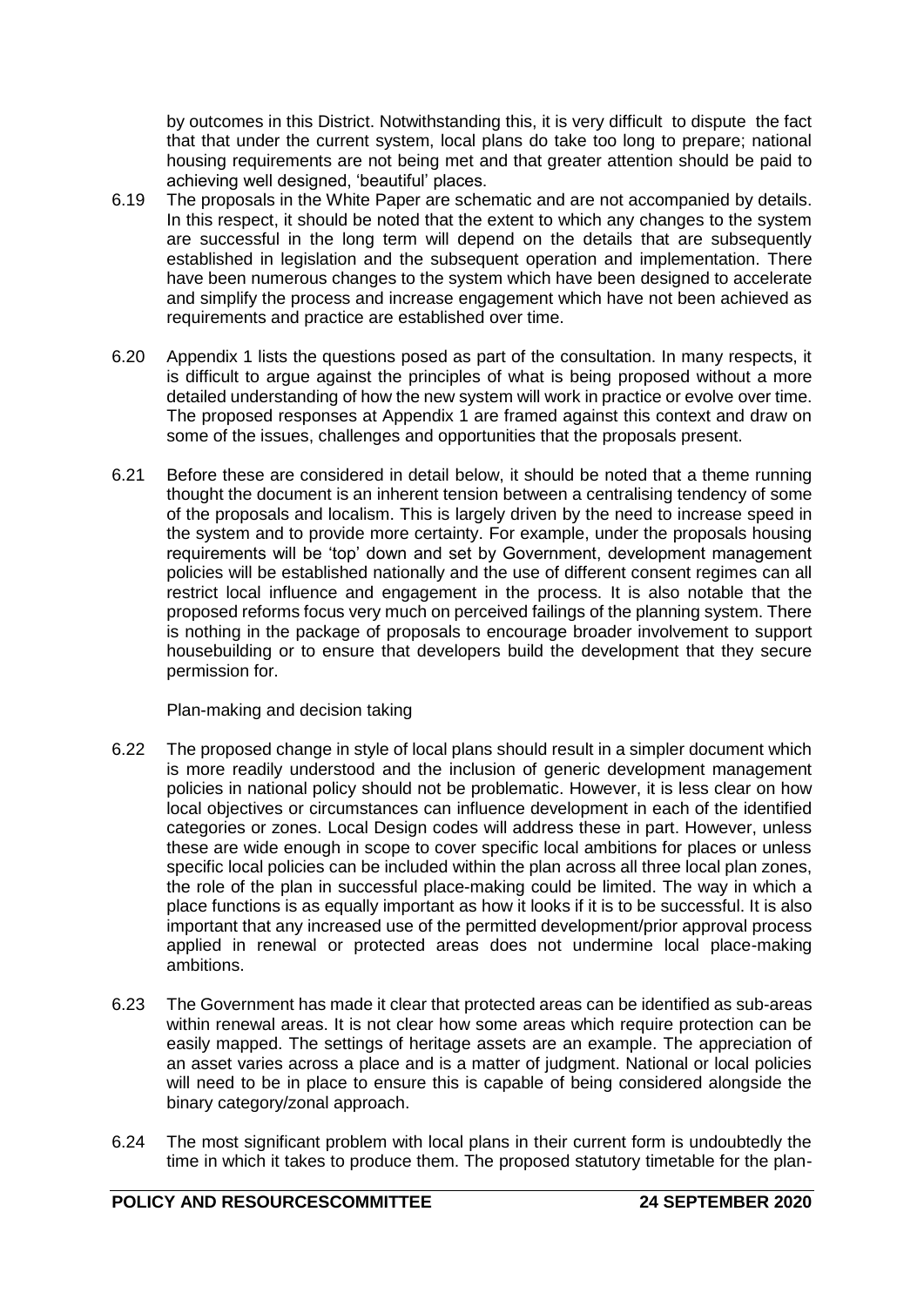by outcomes in this District. Notwithstanding this, it is very difficult to dispute the fact that that under the current system, local plans do take too long to prepare; national housing requirements are not being met and that greater attention should be paid to achieving well designed, 'beautiful' places.

6.19 The proposals in the White Paper are schematic and are not accompanied by details. In this respect, it should be noted that the extent to which any changes to the system are successful in the long term will depend on the details that are subsequently established in legislation and the subsequent operation and implementation. There have been numerous changes to the system which have been designed to accelerate and simplify the process and increase engagement which have not been achieved as requirements and practice are established over time.

6.20 Appendix 1 lists the questions posed as part of the consultation. In many respects, it is difficult to argue against the principles of what is being proposed without a more detailed understanding of how the new system will work in practice or evolve over time. The proposed responses at Appendix 1 are framed against this context and draw on some of the issues, challenges and opportunities that the proposals present.

6.21 Before these are considered in detail below, it should be noted that a theme running thought the document is an inherent tension between a centralising tendency of some of the proposals and localism. This is largely driven by the need to increase speed in the system and to provide more certainty. For example, under the proposals housing requirements will be 'top' down and set by Government, development management policies will be established nationally and the use of different consent regimes can all restrict local influence and engagement in the process. It is also notable that the proposed reforms focus very much on perceived failings of the planning system. There is nothing in the package of proposals to encourage broader involvement to support housebuilding or to ensure that developers build the development that they secure permission for.

Plan-making and decision taking

6.22 The proposed change in style of local plans should result in a simpler document which is more readily understood and the inclusion of generic development management policies in national policy should not be problematic. However, it is less clear on how local objectives or circumstances can influence development in each of the identified categories or zones. Local Design codes will address these in part. However, unless these are wide enough in scope to cover specific local ambitions for places or unless specific local policies can be included within the plan across all three local plan zones, the role of the plan in successful place-making could be limited. The way in which a place functions is as equally important as how it looks if it is to be successful. It is also important that any increased use of the permitted development/prior approval process applied in renewal or protected areas does not undermine local place-making ambitions.

6.23 The Government has made it clear that protected areas can be identified as sub-areas within renewal areas. It is not clear how some areas which require protection can be easily mapped. The settings of heritage assets are an example. The appreciation of an asset varies across a place and is a matter of judgment. National or local policies will need to be in place to ensure this is capable of being considered alongside the binary category/zonal approach.

6.24 The most significant problem with local plans in their current form is undoubtedly the time in which it takes to produce them. The proposed statutory timetable for the plan-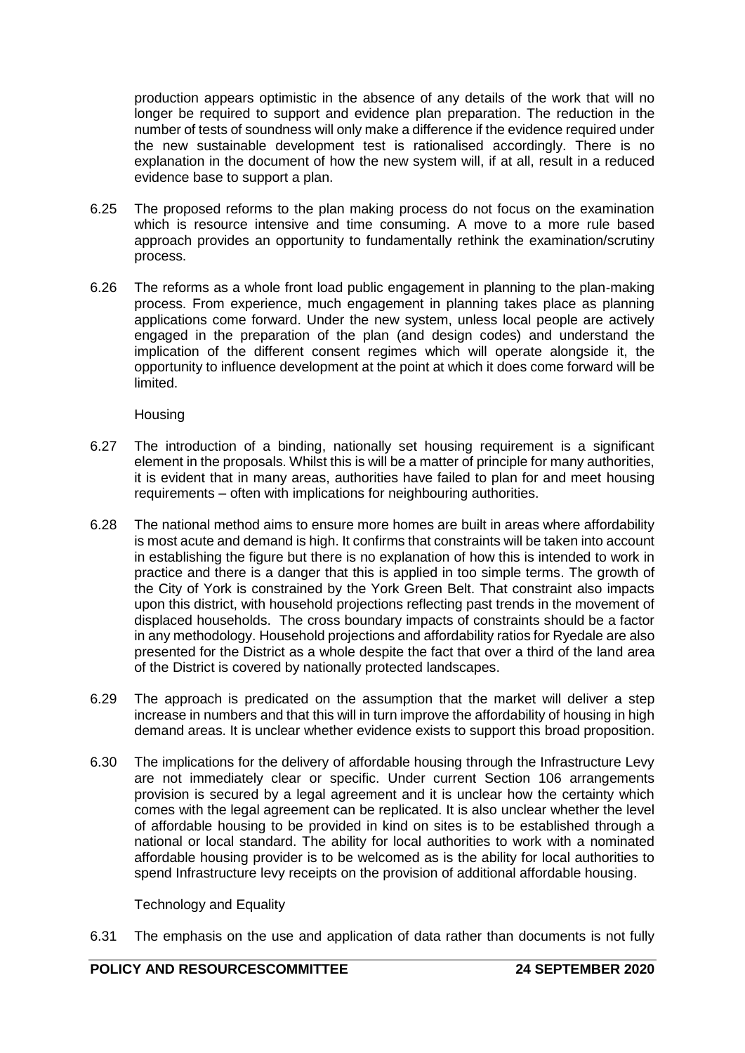production appears optimistic in the absence of any details of the work that will no longer be required to support and evidence plan preparation. The reduction in the number of tests of soundness will only make a difference if the evidence required under the new sustainable development test is rationalised accordingly. There is no explanation in the document of how the new system will, if at all, result in a reduced evidence base to support a plan.

6.25 The proposed reforms to the plan making process do not focus on the examination which is resource intensive and time consuming. A move to a more rule based approach provides an opportunity to fundamentally rethink the examination/scrutiny process.

6.26 The reforms as a whole front load public engagement in planning to the plan-making process. From experience, much engagement in planning takes place as planning applications come forward. Under the new system, unless local people are actively engaged in the preparation of the plan (and design codes) and understand the implication of the different consent regimes which will operate alongside it, the opportunity to influence development at the point at which it does come forward will be limited.

Housing

6.27 The introduction of a binding, nationally set housing requirement is a significant element in the proposals. Whilst this is will be a matter of principle for many authorities, it is evident that in many areas, authorities have failed to plan for and meet housing requirements – often with implications for neighbouring authorities.

6.28 The national method aims to ensure more homes are built in areas where affordability is most acute and demand is high. It confirms that constraints will be taken into account in establishing the figure but there is no explanation of how this is intended to work in practice and there is a danger that this is applied in too simple terms. The growth of the City of York is constrained by the York Green Belt. That constraint also impacts upon this district, with household projections reflecting past trends in the movement of displaced households. The cross boundary impacts of constraints should be a factor in any methodology. Household projections and affordability ratios for Ryedale are also presented for the District as a whole despite the fact that over a third of the land area of the District is covered by nationally protected landscapes.

6.29 The approach is predicated on the assumption that the market will deliver a step increase in numbers and that this will in turn improve the affordability of housing in high demand areas. It is unclear whether evidence exists to support this broad proposition.

6.30 The implications for the delivery of affordable housing through the Infrastructure Levy are not immediately clear or specific. Under current Section 106 arrangements provision is secured by a legal agreement and it is unclear how the certainty which comes with the legal agreement can be replicated. It is also unclear whether the level of affordable housing to be provided in kind on sites is to be established through a national or local standard. The ability for local authorities to work with a nominated affordable housing provider is to be welcomed as is the ability for local authorities to spend Infrastructure levy receipts on the provision of additional affordable housing.

Technology and Equality

6.31 The emphasis on the use and application of data rather than documents is not fully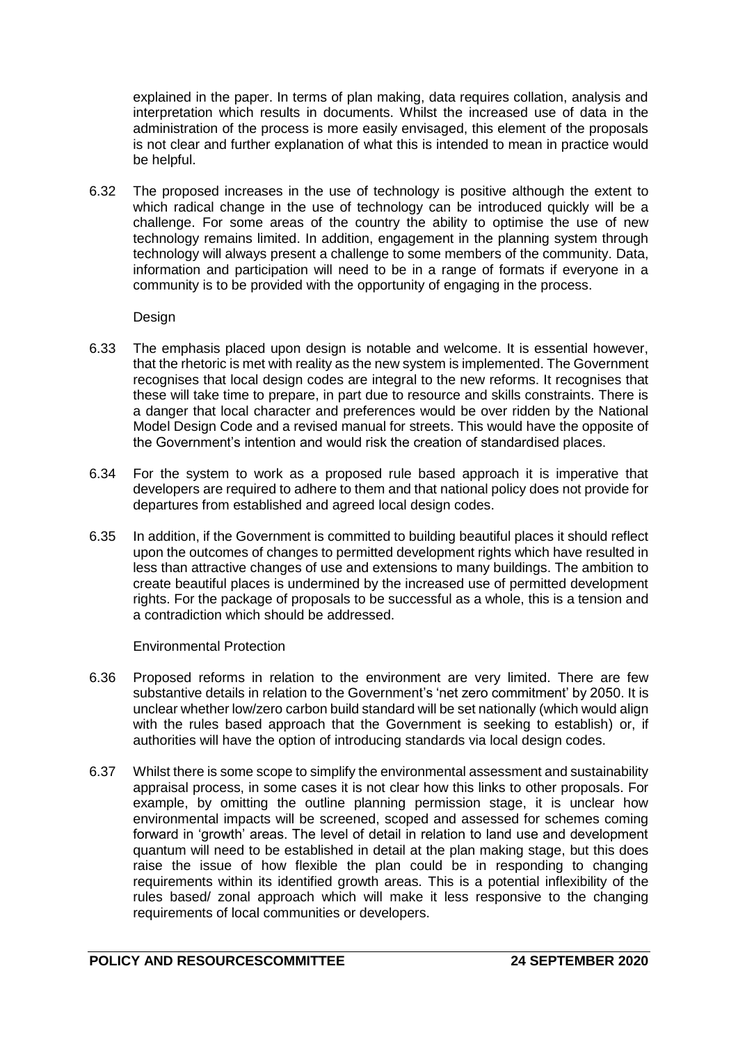explained in the paper. In terms of plan making, data requires collation, analysis and interpretation which results in documents. Whilst the increased use of data in the administration of the process is more easily envisaged, this element of the proposals is not clear and further explanation of what this is intended to mean in practice would be helpful.

6.32 The proposed increases in the use of technology is positive although the extent to which radical change in the use of technology can be introduced quickly will be a challenge. For some areas of the country the ability to optimise the use of new technology remains limited. In addition, engagement in the planning system through technology will always present a challenge to some members of the community. Data, information and participation will need to be in a range of formats if everyone in a community is to be provided with the opportunity of engaging in the process.

Design

6.33 The emphasis placed upon design is notable and welcome. It is essential however, that the rhetoric is met with reality as the new system is implemented. The Government recognises that local design codes are integral to the new reforms. It recognises that these will take time to prepare, in part due to resource and skills constraints. There is a danger that local character and preferences would be over ridden by the National Model Design Code and a revised manual for streets. This would have the opposite of the Government's intention and would risk the creation of standardised places.

6.34 For the system to work as a proposed rule based approach it is imperative that developers are required to adhere to them and that national policy does not provide for departures from established and agreed local design codes.

6.35 In addition, if the Government is committed to building beautiful places it should reflect upon the outcomes of changes to permitted development rights which have resulted in less than attractive changes of use and extensions to many buildings. The ambition to create beautiful places is undermined by the increased use of permitted development rights. For the package of proposals to be successful as a whole, this is a tension and a contradiction which should be addressed.

Environmental Protection

6.36 Proposed reforms in relation to the environment are very limited. There are few substantive details in relation to the Government's 'net zero commitment' by 2050. It is unclear whether low/zero carbon build standard will be set nationally (which would align with the rules based approach that the Government is seeking to establish) or, if authorities will have the option of introducing standards via local design codes.

6.37 Whilst there is some scope to simplify the environmental assessment and sustainability appraisal process, in some cases it is not clear how this links to other proposals. For example, by omitting the outline planning permission stage, it is unclear how environmental impacts will be screened, scoped and assessed for schemes coming forward in 'growth' areas. The level of detail in relation to land use and development quantum will need to be established in detail at the plan making stage, but this does raise the issue of how flexible the plan could be in responding to changing requirements within its identified growth areas. This is a potential inflexibility of the rules based/ zonal approach which will make it less responsive to the changing requirements of local communities or developers.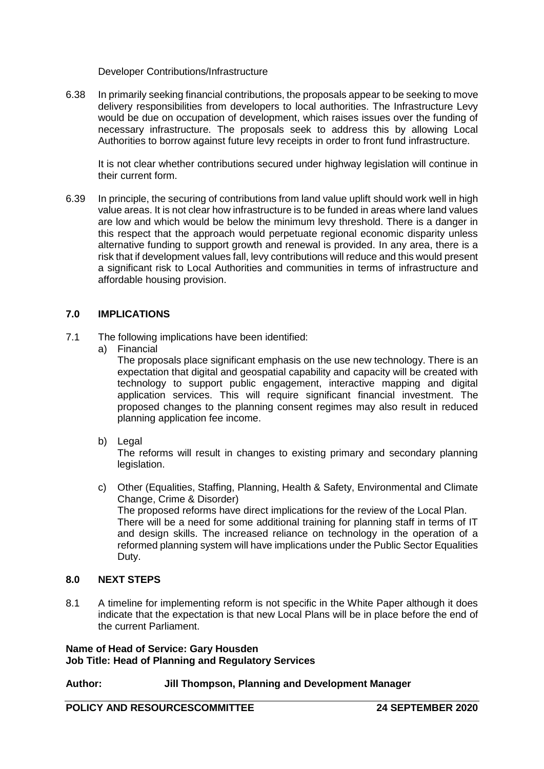Developer Contributions/Infrastructure

6.38 In primarily seeking financial contributions, the proposals appear to be seeking to move delivery responsibilities from developers to local authorities. The Infrastructure Levy would be due on occupation of development, which raises issues over the funding of necessary infrastructure. The proposals seek to address this by allowing Local Authorities to borrow against future levy receipts in order to front fund infrastructure.

It is not clear whether contributions secured under highway legislation will continue in their current form.

6.39 In principle, the securing of contributions from land value uplift should work well in high value areas. It is not clear how infrastructure is to be funded in areas where land values are low and which would be below the minimum levy threshold. There is a danger in this respect that the approach would perpetuate regional economic disparity unless alternative funding to support growth and renewal is provided. In any area, there is a risk that if development values fall, levy contributions will reduce and this would present a significant risk to Local Authorities and communities in terms of infrastructure and affordable housing provision.

## 7.0 IMPLICATIONS

7.1 The following implications have been identified:

a) Financial

The proposals place significant emphasis on the use new technology. There is an expectation that digital and geospatial capability and capacity will be created with technology to support public engagement, interactive mapping and digital application services. This will require significant financial investment. The proposed changes to the planning consent regimes may also result in reduced planning application fee income.

b) Legal

The reforms will result in changes to existing primary and secondary planning legislation.

c) Other (Equalities, Staffing, Planning, Health & Safety, Environmental and Climate Change, Crime & Disorder)

The proposed reforms have direct implications for the review of the Local Plan. There will be a need for some additional training for planning staff in terms of IT and design skills. The increased reliance on technology in the operation of a reformed planning system will have implications under the Public Sector Equalities Duty.

## 8.0 NEXT STEPS

8.1 A timeline for implementing reform is not specific in the White Paper although it does indicate that the expectation is that new Local Plans will be in place before the end of the current Parliament.

**Name of Head of Service: Gary Housden**
**Job Title: Head of Planning and Regulatory Services**

**Author: Jill Thompson, Planning and Development Manager**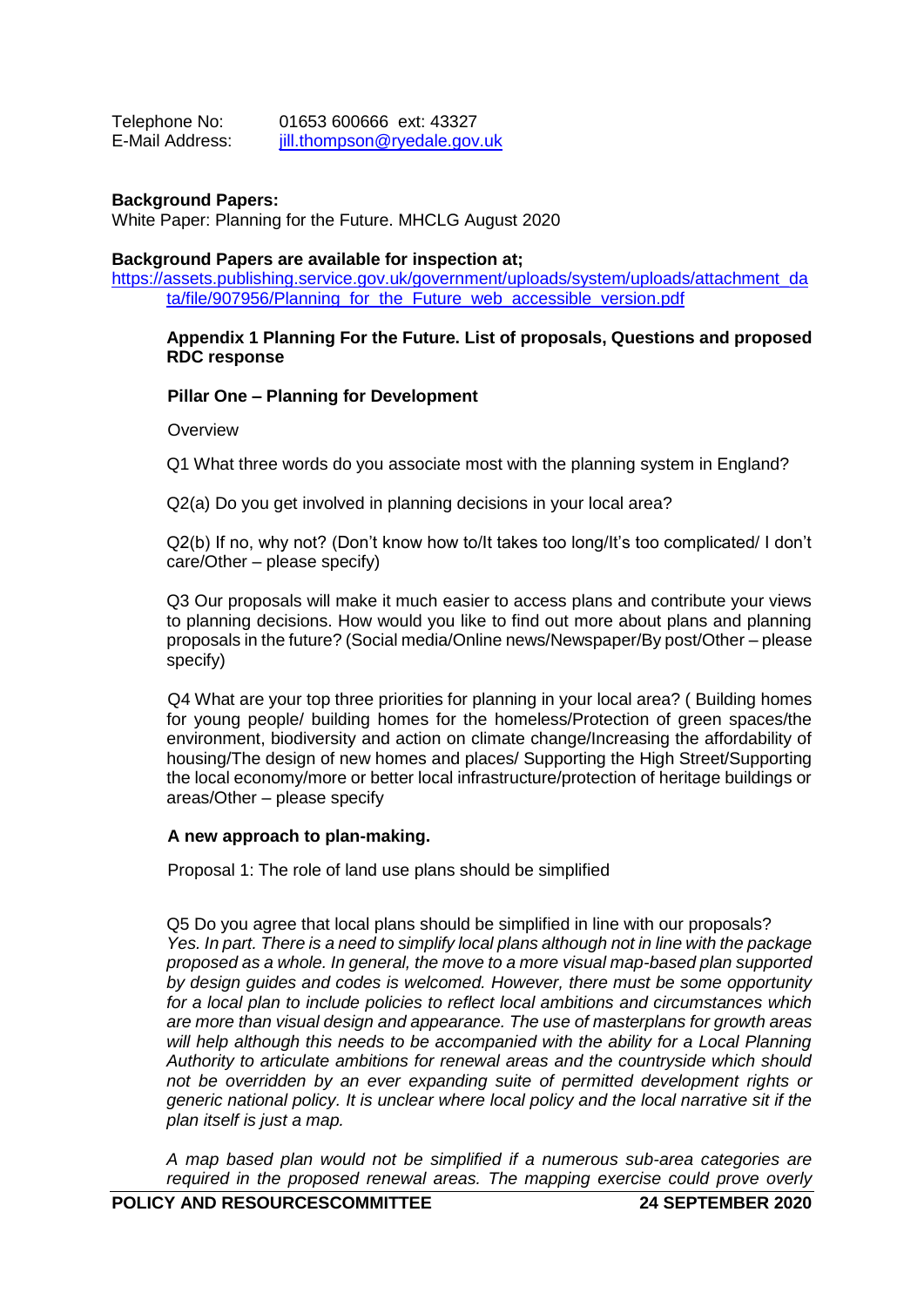Telephone No: 01653 600666 ext: 43327
E-Mail Address: jill.thompson@ryedale.gov.uk

**Background Papers:**
White Paper: Planning for the Future. MHCLG August 2020

**Background Papers are available for inspection at;**
https://assets.publishing.service.gov.uk/government/uploads/system/uploads/attachment_data/file/907956/Planning_for_the_Future_web_accessible_version.pdf

**Appendix 1 Planning For the Future. List of proposals, Questions and proposed RDC response**

**Pillar One – Planning for Development**

Overview

Q1 What three words do you associate most with the planning system in England?

Q2(a) Do you get involved in planning decisions in your local area?

Q2(b) If no, why not? (Don't know how to/It takes too long/It's too complicated/ I don't care/Other – please specify)

Q3 Our proposals will make it much easier to access plans and contribute your views to planning decisions. How would you like to find out more about plans and planning proposals in the future? (Social media/Online news/Newspaper/By post/Other – please specify)

Q4 What are your top three priorities for planning in your local area? ( Building homes for young people/ building homes for the homeless/Protection of green spaces/the environment, biodiversity and action on climate change/Increasing the affordability of housing/The design of new homes and places/ Supporting the High Street/Supporting the local economy/more or better local infrastructure/protection of heritage buildings or areas/Other – please specify

**A new approach to plan-making.**

Proposal 1: The role of land use plans should be simplified

Q5 Do you agree that local plans should be simplified in line with our proposals?
*Yes. In part. There is a need to simplify local plans although not in line with the package proposed as a whole. In general, the move to a more visual map-based plan supported by design guides and codes is welcomed. However, there must be some opportunity for a local plan to include policies to reflect local ambitions and circumstances which are more than visual design and appearance. The use of masterplans for growth areas will help although this needs to be accompanied with the ability for a Local Planning Authority to articulate ambitions for renewal areas and the countryside which should not be overridden by an ever expanding suite of permitted development rights or generic national policy. It is unclear where local policy and the local narrative sit if the plan itself is just a map.*

*A map based plan would not be simplified if a numerous sub-area categories are required in the proposed renewal areas. The mapping exercise could prove overly*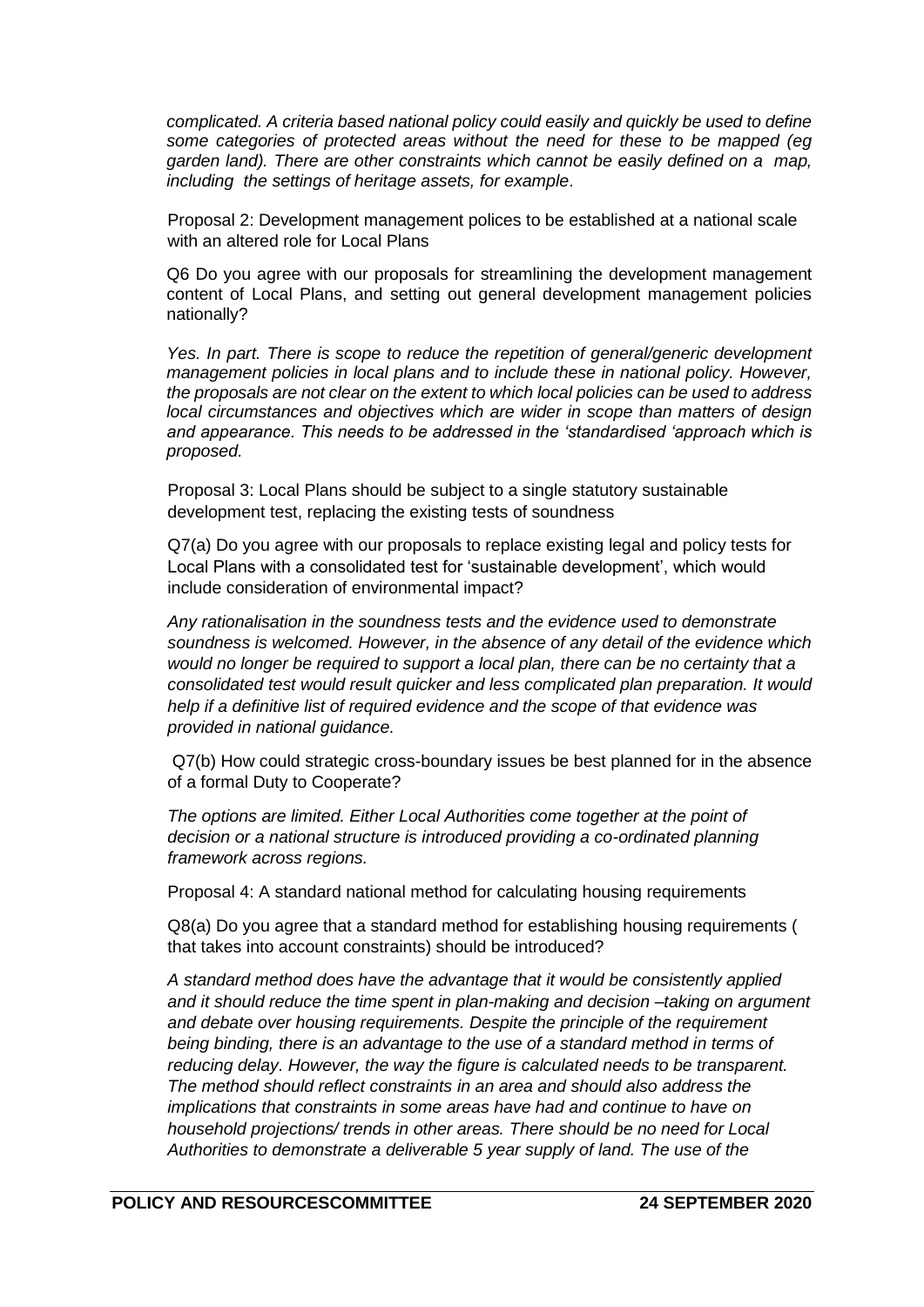*complicated. A criteria based national policy could easily and quickly be used to define some categories of protected areas without the need for these to be mapped (eg garden land). There are other constraints which cannot be easily defined on a map, including the settings of heritage assets, for example*.

Proposal 2: Development management polices to be established at a national scale with an altered role for Local Plans

Q6 Do you agree with our proposals for streamlining the development management content of Local Plans, and setting out general development management policies nationally?

*Yes. In part. There is scope to reduce the repetition of general/generic development management policies in local plans and to include these in national policy. However, the proposals are not clear on the extent to which local policies can be used to address local circumstances and objectives which are wider in scope than matters of design and appearance. This needs to be addressed in the 'standardised 'approach which is proposed.*

Proposal 3: Local Plans should be subject to a single statutory sustainable development test, replacing the existing tests of soundness

Q7(a) Do you agree with our proposals to replace existing legal and policy tests for Local Plans with a consolidated test for 'sustainable development', which would include consideration of environmental impact?

*Any rationalisation in the soundness tests and the evidence used to demonstrate soundness is welcomed. However, in the absence of any detail of the evidence which would no longer be required to support a local plan, there can be no certainty that a consolidated test would result quicker and less complicated plan preparation. It would help if a definitive list of required evidence and the scope of that evidence was provided in national guidance.*

Q7(b) How could strategic cross-boundary issues be best planned for in the absence of a formal Duty to Cooperate?

*The options are limited. Either Local Authorities come together at the point of decision or a national structure is introduced providing a co-ordinated planning framework across regions.*

Proposal 4: A standard national method for calculating housing requirements

Q8(a) Do you agree that a standard method for establishing housing requirements ( that takes into account constraints) should be introduced?

*A standard method does have the advantage that it would be consistently applied and it should reduce the time spent in plan-making and decision –taking on argument and debate over housing requirements. Despite the principle of the requirement being binding, there is an advantage to the use of a standard method in terms of reducing delay. However, the way the figure is calculated needs to be transparent. The method should reflect constraints in an area and should also address the implications that constraints in some areas have had and continue to have on household projections/ trends in other areas. There should be no need for Local Authorities to demonstrate a deliverable 5 year supply of land. The use of the*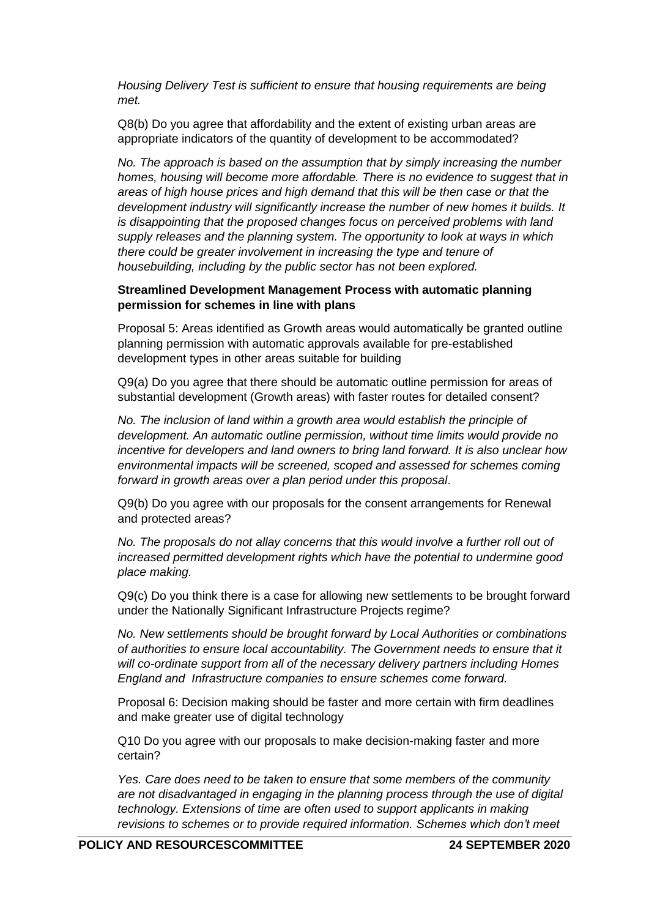*Housing Delivery Test is sufficient to ensure that housing requirements are being met.*

Q8(b) Do you agree that affordability and the extent of existing urban areas are appropriate indicators of the quantity of development to be accommodated?

*No. The approach is based on the assumption that by simply increasing the number homes, housing will become more affordable. There is no evidence to suggest that in areas of high house prices and high demand that this will be then case or that the development industry will significantly increase the number of new homes it builds. It is disappointing that the proposed changes focus on perceived problems with land supply releases and the planning system. The opportunity to look at ways in which there could be greater involvement in increasing the type and tenure of housebuilding, including by the public sector has not been explored.*

**Streamlined Development Management Process with automatic planning permission for schemes in line with plans**

Proposal 5: Areas identified as Growth areas would automatically be granted outline planning permission with automatic approvals available for pre-established development types in other areas suitable for building

Q9(a) Do you agree that there should be automatic outline permission for areas of substantial development (Growth areas) with faster routes for detailed consent?

*No. The inclusion of land within a growth area would establish the principle of development. An automatic outline permission, without time limits would provide no incentive for developers and land owners to bring land forward. It is also unclear how environmental impacts will be screened, scoped and assessed for schemes coming forward in growth areas over a plan period under this proposal*.

Q9(b) Do you agree with our proposals for the consent arrangements for Renewal and protected areas?

*No. The proposals do not allay concerns that this would involve a further roll out of increased permitted development rights which have the potential to undermine good place making.*

Q9(c) Do you think there is a case for allowing new settlements to be brought forward under the Nationally Significant Infrastructure Projects regime?

*No. New settlements should be brought forward by Local Authorities or combinations of authorities to ensure local accountability. The Government needs to ensure that it will co-ordinate support from all of the necessary delivery partners including Homes England and Infrastructure companies to ensure schemes come forward.*

Proposal 6: Decision making should be faster and more certain with firm deadlines and make greater use of digital technology

Q10 Do you agree with our proposals to make decision-making faster and more certain?

*Yes. Care does need to be taken to ensure that some members of the community are not disadvantaged in engaging in the planning process through the use of digital technology. Extensions of time are often used to support applicants in making revisions to schemes or to provide required information. Schemes which don't meet*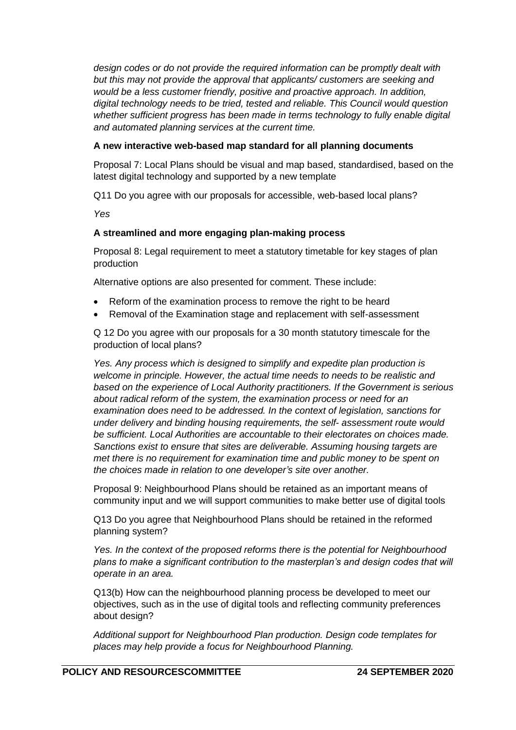*design codes or do not provide the required information can be promptly dealt with but this may not provide the approval that applicants/ customers are seeking and would be a less customer friendly, positive and proactive approach. In addition, digital technology needs to be tried, tested and reliable. This Council would question whether sufficient progress has been made in terms technology to fully enable digital and automated planning services at the current time.*

**A new interactive web-based map standard for all planning documents**

Proposal 7: Local Plans should be visual and map based, standardised, based on the latest digital technology and supported by a new template

Q11 Do you agree with our proposals for accessible, web-based local plans?

*Yes*

**A streamlined and more engaging plan-making process**

Proposal 8: Legal requirement to meet a statutory timetable for key stages of plan production

Alternative options are also presented for comment. These include:

- Reform of the examination process to remove the right to be heard
- Removal of the Examination stage and replacement with self-assessment

Q 12 Do you agree with our proposals for a 30 month statutory timescale for the production of local plans?

*Yes. Any process which is designed to simplify and expedite plan production is welcome in principle. However, the actual time needs to needs to be realistic and based on the experience of Local Authority practitioners. If the Government is serious about radical reform of the system, the examination process or need for an examination does need to be addressed. In the context of legislation, sanctions for under delivery and binding housing requirements, the self- assessment route would be sufficient. Local Authorities are accountable to their electorates on choices made. Sanctions exist to ensure that sites are deliverable. Assuming housing targets are met there is no requirement for examination time and public money to be spent on the choices made in relation to one developer's site over another.*

Proposal 9: Neighbourhood Plans should be retained as an important means of community input and we will support communities to make better use of digital tools

Q13 Do you agree that Neighbourhood Plans should be retained in the reformed planning system?

*Yes. In the context of the proposed reforms there is the potential for Neighbourhood plans to make a significant contribution to the masterplan's and design codes that will operate in an area.*

Q13(b) How can the neighbourhood planning process be developed to meet our objectives, such as in the use of digital tools and reflecting community preferences about design?

*Additional support for Neighbourhood Plan production. Design code templates for places may help provide a focus for Neighbourhood Planning.*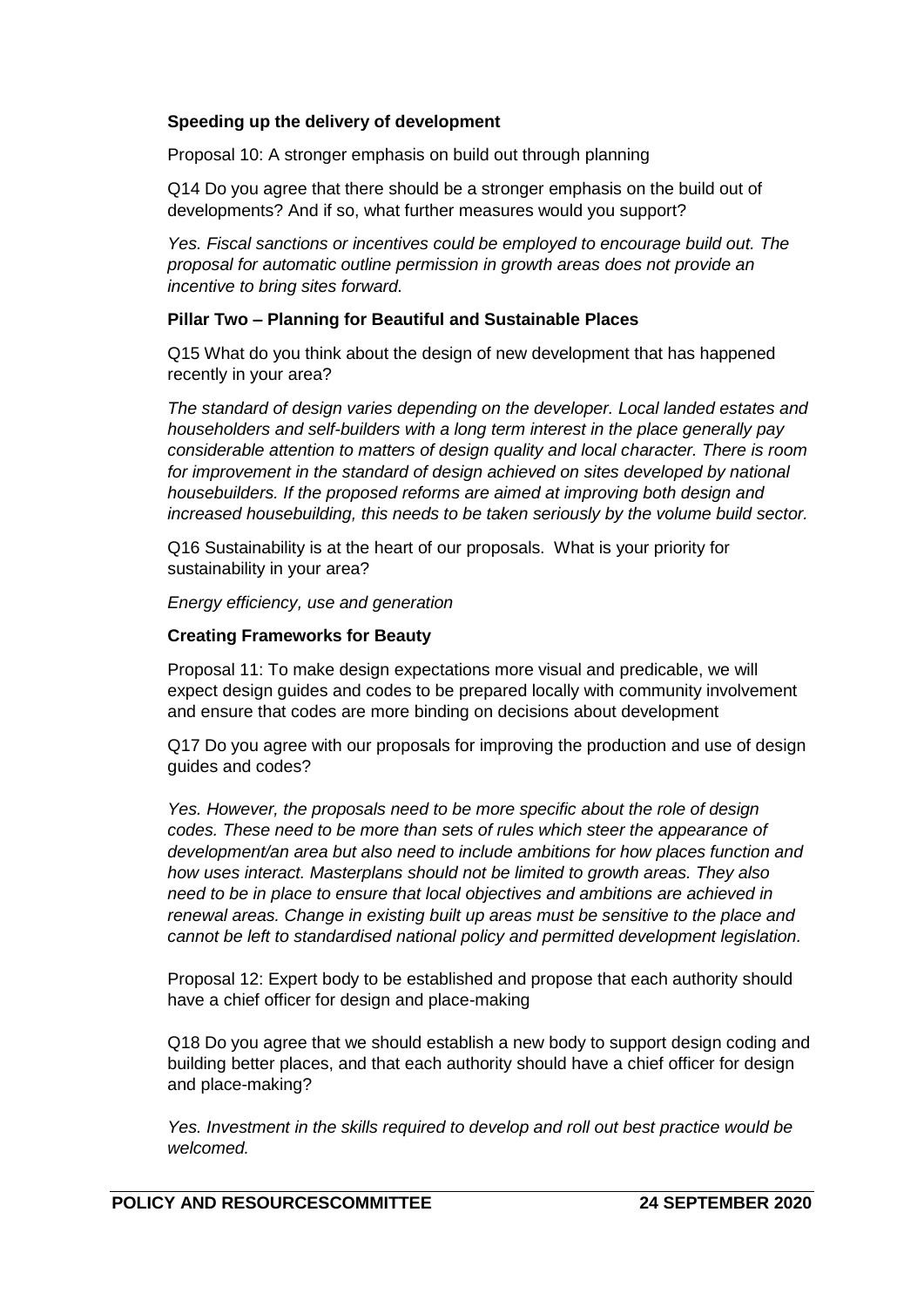**Speeding up the delivery of development**

Proposal 10: A stronger emphasis on build out through planning

Q14 Do you agree that there should be a stronger emphasis on the build out of developments? And if so, what further measures would you support?

*Yes. Fiscal sanctions or incentives could be employed to encourage build out. The proposal for automatic outline permission in growth areas does not provide an incentive to bring sites forward.*

**Pillar Two – Planning for Beautiful and Sustainable Places**

Q15 What do you think about the design of new development that has happened recently in your area?

*The standard of design varies depending on the developer. Local landed estates and householders and self-builders with a long term interest in the place generally pay considerable attention to matters of design quality and local character. There is room for improvement in the standard of design achieved on sites developed by national housebuilders. If the proposed reforms are aimed at improving both design and increased housebuilding, this needs to be taken seriously by the volume build sector.*

Q16 Sustainability is at the heart of our proposals. What is your priority for sustainability in your area?

*Energy efficiency, use and generation*

**Creating Frameworks for Beauty**

Proposal 11: To make design expectations more visual and predicable, we will expect design guides and codes to be prepared locally with community involvement and ensure that codes are more binding on decisions about development

Q17 Do you agree with our proposals for improving the production and use of design guides and codes?

*Yes. However, the proposals need to be more specific about the role of design codes. These need to be more than sets of rules which steer the appearance of development/an area but also need to include ambitions for how places function and how uses interact. Masterplans should not be limited to growth areas. They also need to be in place to ensure that local objectives and ambitions are achieved in renewal areas. Change in existing built up areas must be sensitive to the place and cannot be left to standardised national policy and permitted development legislation.*

Proposal 12: Expert body to be established and propose that each authority should have a chief officer for design and place-making

Q18 Do you agree that we should establish a new body to support design coding and building better places, and that each authority should have a chief officer for design and place-making?

*Yes. Investment in the skills required to develop and roll out best practice would be welcomed.*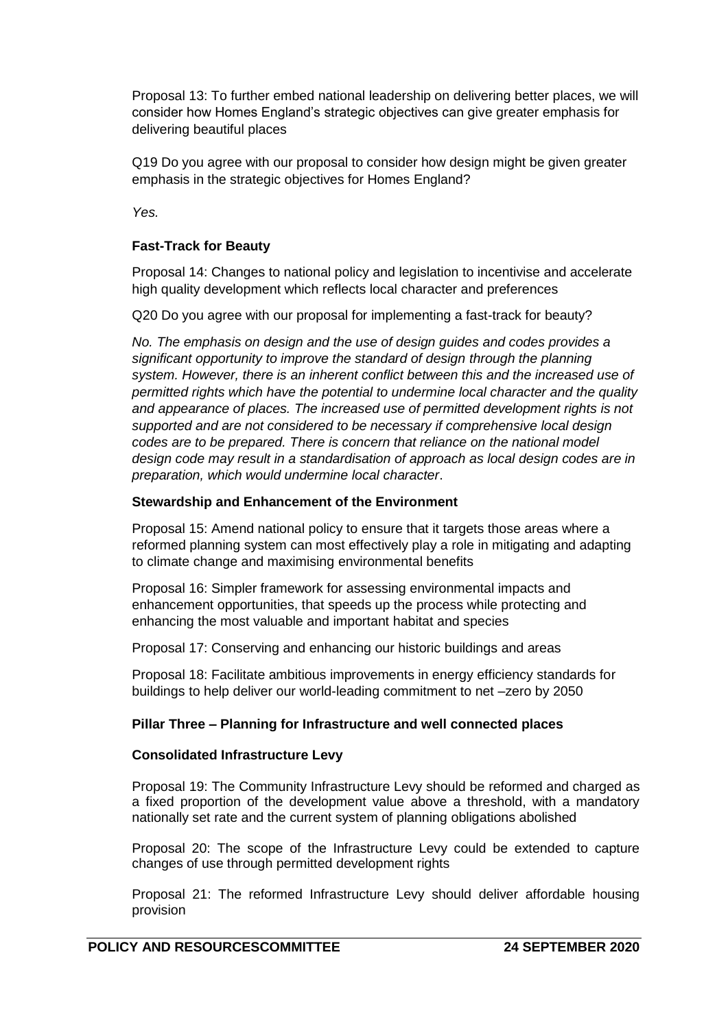Proposal 13: To further embed national leadership on delivering better places, we will consider how Homes England's strategic objectives can give greater emphasis for delivering beautiful places

Q19 Do you agree with our proposal to consider how design might be given greater emphasis in the strategic objectives for Homes England?

*Yes.*

**Fast-Track for Beauty**

Proposal 14: Changes to national policy and legislation to incentivise and accelerate high quality development which reflects local character and preferences

Q20 Do you agree with our proposal for implementing a fast-track for beauty?

*No. The emphasis on design and the use of design guides and codes provides a significant opportunity to improve the standard of design through the planning system. However, there is an inherent conflict between this and the increased use of permitted rights which have the potential to undermine local character and the quality and appearance of places. The increased use of permitted development rights is not supported and are not considered to be necessary if comprehensive local design codes are to be prepared. There is concern that reliance on the national model design code may result in a standardisation of approach as local design codes are in preparation, which would undermine local character*.

**Stewardship and Enhancement of the Environment**

Proposal 15: Amend national policy to ensure that it targets those areas where a reformed planning system can most effectively play a role in mitigating and adapting to climate change and maximising environmental benefits

Proposal 16: Simpler framework for assessing environmental impacts and enhancement opportunities, that speeds up the process while protecting and enhancing the most valuable and important habitat and species

Proposal 17: Conserving and enhancing our historic buildings and areas

Proposal 18: Facilitate ambitious improvements in energy efficiency standards for buildings to help deliver our world-leading commitment to net –zero by 2050

**Pillar Three – Planning for Infrastructure and well connected places**

**Consolidated Infrastructure Levy**

Proposal 19: The Community Infrastructure Levy should be reformed and charged as a fixed proportion of the development value above a threshold, with a mandatory nationally set rate and the current system of planning obligations abolished

Proposal 20: The scope of the Infrastructure Levy could be extended to capture changes of use through permitted development rights

Proposal 21: The reformed Infrastructure Levy should deliver affordable housing provision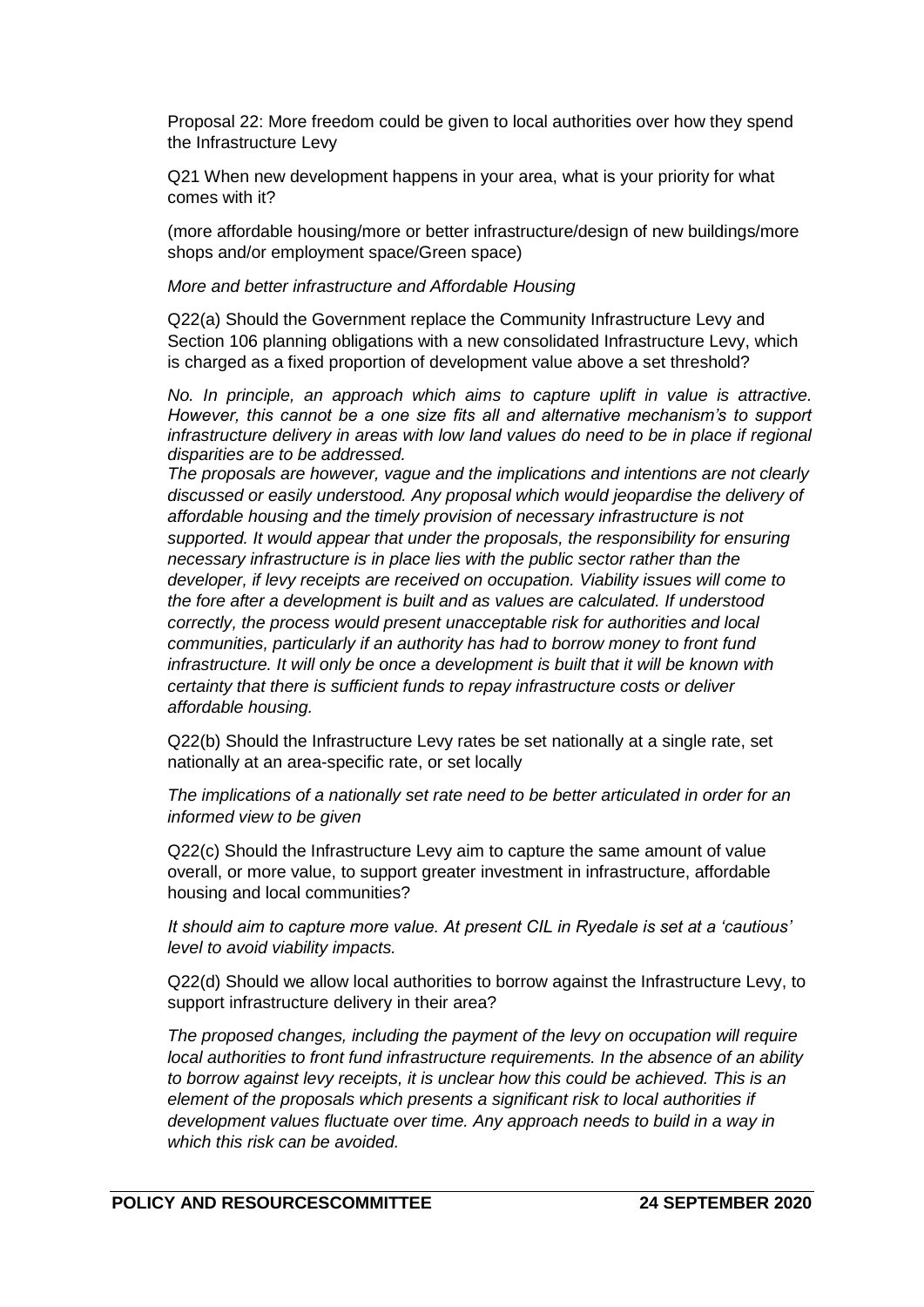Proposal 22: More freedom could be given to local authorities over how they spend the Infrastructure Levy

Q21 When new development happens in your area, what is your priority for what comes with it?

(more affordable housing/more or better infrastructure/design of new buildings/more shops and/or employment space/Green space)

*More and better infrastructure and Affordable Housing*

Q22(a) Should the Government replace the Community Infrastructure Levy and Section 106 planning obligations with a new consolidated Infrastructure Levy, which is charged as a fixed proportion of development value above a set threshold?

*No. In principle, an approach which aims to capture uplift in value is attractive. However, this cannot be a one size fits all and alternative mechanism's to support infrastructure delivery in areas with low land values do need to be in place if regional disparities are to be addressed.*

*The proposals are however, vague and the implications and intentions are not clearly discussed or easily understood. Any proposal which would jeopardise the delivery of affordable housing and the timely provision of necessary infrastructure is not supported. It would appear that under the proposals, the responsibility for ensuring necessary infrastructure is in place lies with the public sector rather than the developer, if levy receipts are received on occupation. Viability issues will come to the fore after a development is built and as values are calculated. If understood correctly, the process would present unacceptable risk for authorities and local communities, particularly if an authority has had to borrow money to front fund infrastructure. It will only be once a development is built that it will be known with certainty that there is sufficient funds to repay infrastructure costs or deliver affordable housing.*

Q22(b) Should the Infrastructure Levy rates be set nationally at a single rate, set nationally at an area-specific rate, or set locally

*The implications of a nationally set rate need to be better articulated in order for an informed view to be given*

Q22(c) Should the Infrastructure Levy aim to capture the same amount of value overall, or more value, to support greater investment in infrastructure, affordable housing and local communities?

*It should aim to capture more value. At present CIL in Ryedale is set at a 'cautious' level to avoid viability impacts.*

Q22(d) Should we allow local authorities to borrow against the Infrastructure Levy, to support infrastructure delivery in their area?

*The proposed changes, including the payment of the levy on occupation will require local authorities to front fund infrastructure requirements. In the absence of an ability to borrow against levy receipts, it is unclear how this could be achieved. This is an element of the proposals which presents a significant risk to local authorities if development values fluctuate over time. Any approach needs to build in a way in which this risk can be avoided.*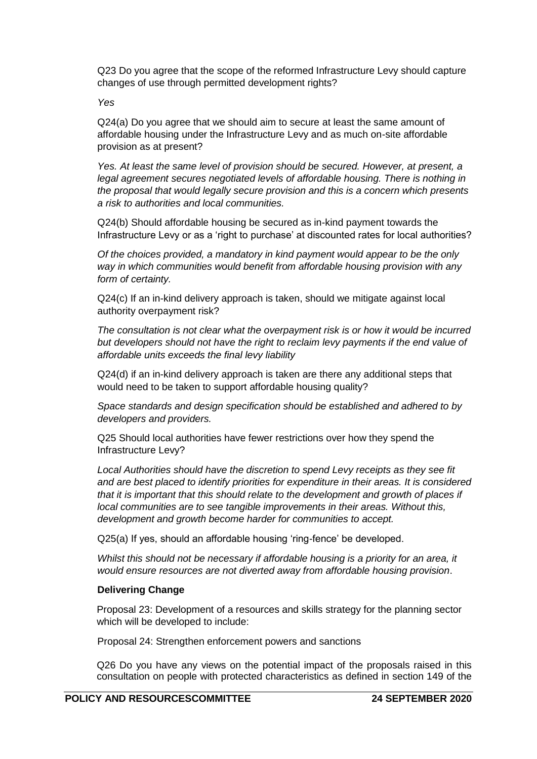Q23 Do you agree that the scope of the reformed Infrastructure Levy should capture changes of use through permitted development rights?

*Yes*

Q24(a) Do you agree that we should aim to secure at least the same amount of affordable housing under the Infrastructure Levy and as much on-site affordable provision as at present?

*Yes. At least the same level of provision should be secured. However, at present, a legal agreement secures negotiated levels of affordable housing. There is nothing in the proposal that would legally secure provision and this is a concern which presents a risk to authorities and local communities.*

Q24(b) Should affordable housing be secured as in-kind payment towards the Infrastructure Levy or as a 'right to purchase' at discounted rates for local authorities?

*Of the choices provided, a mandatory in kind payment would appear to be the only way in which communities would benefit from affordable housing provision with any form of certainty.*

Q24(c) If an in-kind delivery approach is taken, should we mitigate against local authority overpayment risk?

*The consultation is not clear what the overpayment risk is or how it would be incurred but developers should not have the right to reclaim levy payments if the end value of affordable units exceeds the final levy liability*

Q24(d) if an in-kind delivery approach is taken are there any additional steps that would need to be taken to support affordable housing quality?

*Space standards and design specification should be established and adhered to by developers and providers.*

Q25 Should local authorities have fewer restrictions over how they spend the Infrastructure Levy?

*Local Authorities should have the discretion to spend Levy receipts as they see fit and are best placed to identify priorities for expenditure in their areas. It is considered that it is important that this should relate to the development and growth of places if local communities are to see tangible improvements in their areas. Without this, development and growth become harder for communities to accept.*

Q25(a) If yes, should an affordable housing 'ring-fence' be developed.

*Whilst this should not be necessary if affordable housing is a priority for an area, it would ensure resources are not diverted away from affordable housing provision*.

**Delivering Change**

Proposal 23: Development of a resources and skills strategy for the planning sector which will be developed to include:

Proposal 24: Strengthen enforcement powers and sanctions

Q26 Do you have any views on the potential impact of the proposals raised in this consultation on people with protected characteristics as defined in section 149 of the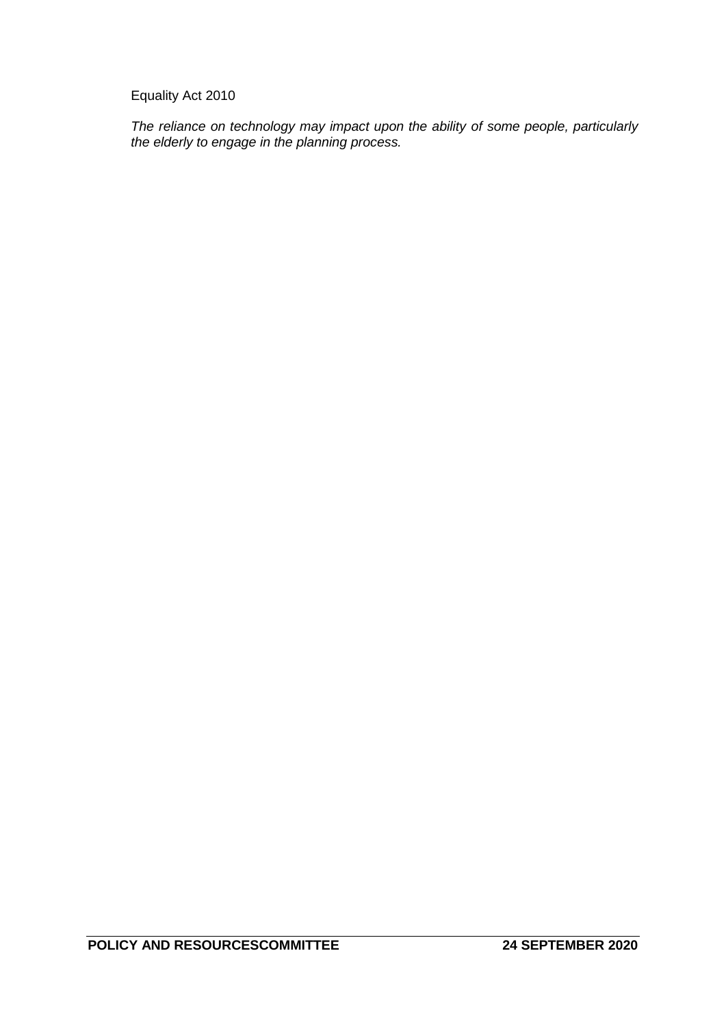Equality Act 2010

*The reliance on technology may impact upon the ability of some people, particularly the elderly to engage in the planning process.*